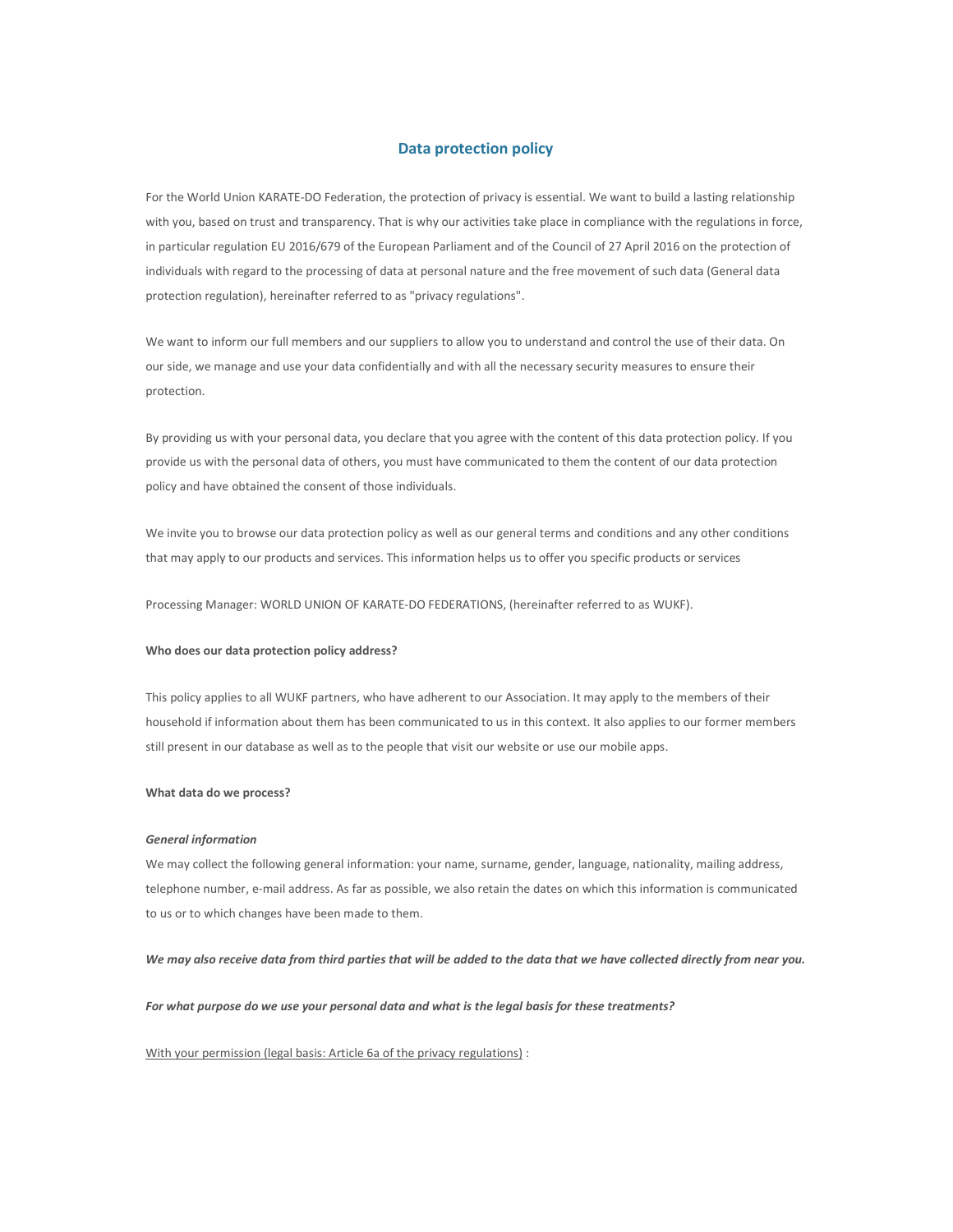## Data protection policy

For the World Union KARATE-DO Federation, the protection of privacy is essential. We want to build a lasting relationship with you, based on trust and transparency. That is why our activities take place in compliance with the regulations in force, in particular regulation EU 2016/679 of the European Parliament and of the Council of 27 April 2016 on the protection of individuals with regard to the processing of data at personal nature and the free movement of such data (General data protection regulation), hereinafter referred to as "privacy regulations".

We want to inform our full members and our suppliers to allow you to understand and control the use of their data. On our side, we manage and use your data confidentially and with all the necessary security measures to ensure their protection.

By providing us with your personal data, you declare that you agree with the content of this data protection policy. If you provide us with the personal data of others, you must have communicated to them the content of our data protection policy and have obtained the consent of those individuals.

We invite you to browse our data protection policy as well as our general terms and conditions and any other conditions that may apply to our products and services. This information helps us to offer you specific products or services

Processing Manager: WORLD UNION OF KARATE-DO FEDERATIONS, (hereinafter referred to as WUKF).

**Who does our data protection policy address?**

This policy applies to all WUKF partners, who have adherent to our Association. It may apply to the members of their household if information about them has been communicated to us in this context. It also applies to our former members still present in our database as well as to the people that visit our website or use our mobile apps.

**What data do we process?**

***General information***

We may collect the following general information: your name, surname, gender, language, nationality, mailing address, telephone number, e-mail address. As far as possible, we also retain the dates on which this information is communicated to us or to which changes have been made to them.

***We may also receive data from third parties that will be added to the data that we have collected directly from near you.***

***For what purpose do we use your personal data and what is the legal basis for these treatments?***

<u>With your permission (legal basis: Article 6a of the privacy regulations)</u> :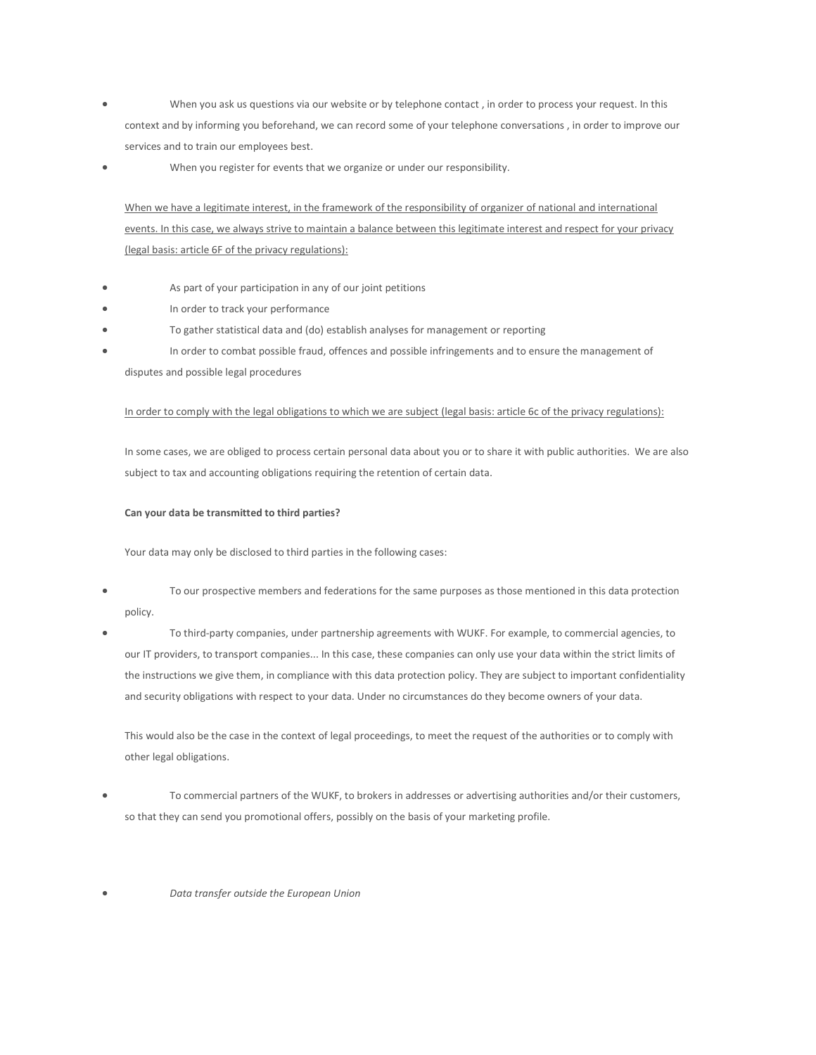- When you ask us questions via our website or by telephone contact , in order to process your request. In this context and by informing you beforehand, we can record some of your telephone conversations , in order to improve our services and to train our employees best.
- When you register for events that we organize or under our responsibility.

<u>When we have a legitimate interest, in the framework of the responsibility of organizer of national and international events. In this case, we always strive to maintain a balance between this legitimate interest and respect for your privacy (legal basis: article 6F of the privacy regulations):</u>

- As part of your participation in any of our joint petitions
- In order to track your performance
- To gather statistical data and (do) establish analyses for management or reporting
- In order to combat possible fraud, offences and possible infringements and to ensure the management of disputes and possible legal procedures

<u>In order to comply with the legal obligations to which we are subject (legal basis: article 6c of the privacy regulations):</u>

In some cases, we are obliged to process certain personal data about you or to share it with public authorities. We are also subject to tax and accounting obligations requiring the retention of certain data.

**Can your data be transmitted to third parties?**

Your data may only be disclosed to third parties in the following cases:

- To our prospective members and federations for the same purposes as those mentioned in this data protection policy.
- To third-party companies, under partnership agreements with WUKF. For example, to commercial agencies, to our IT providers, to transport companies... In this case, these companies can only use your data within the strict limits of the instructions we give them, in compliance with this data protection policy. They are subject to important confidentiality and security obligations with respect to your data. Under no circumstances do they become owners of your data.

This would also be the case in the context of legal proceedings, to meet the request of the authorities or to comply with other legal obligations.

- To commercial partners of the WUKF, to brokers in addresses or advertising authorities and/or their customers, so that they can send you promotional offers, possibly on the basis of your marketing profile.

- *Data transfer outside the European Union*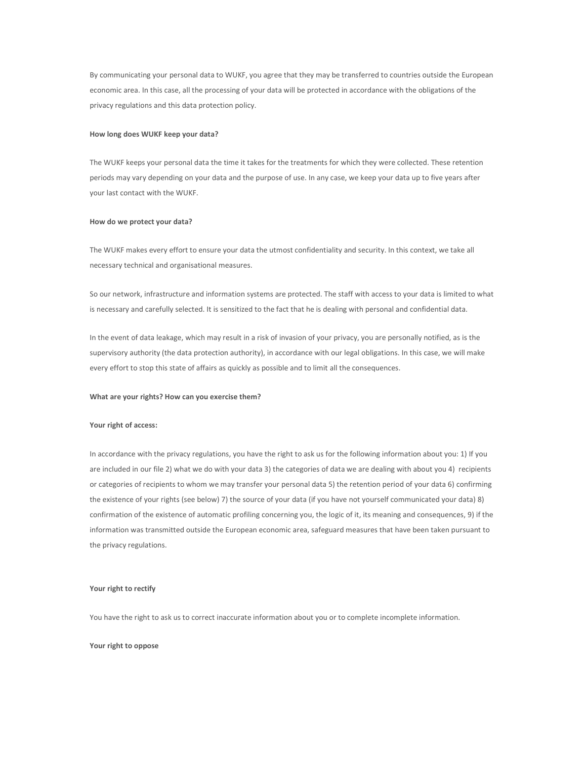By communicating your personal data to WUKF, you agree that they may be transferred to countries outside the European economic area. In this case, all the processing of your data will be protected in accordance with the obligations of the privacy regulations and this data protection policy.

**How long does WUKF keep your data?**

The WUKF keeps your personal data the time it takes for the treatments for which they were collected. These retention periods may vary depending on your data and the purpose of use. In any case, we keep your data up to five years after your last contact with the WUKF.

**How do we protect your data?**

The WUKF makes every effort to ensure your data the utmost confidentiality and security. In this context, we take all necessary technical and organisational measures.

So our network, infrastructure and information systems are protected. The staff with access to your data is limited to what is necessary and carefully selected. It is sensitized to the fact that he is dealing with personal and confidential data.

In the event of data leakage, which may result in a risk of invasion of your privacy, you are personally notified, as is the supervisory authority (the data protection authority), in accordance with our legal obligations. In this case, we will make every effort to stop this state of affairs as quickly as possible and to limit all the consequences.

**What are your rights? How can you exercise them?**

**Your right of access:**

In accordance with the privacy regulations, you have the right to ask us for the following information about you: 1) If you are included in our file 2) what we do with your data 3) the categories of data we are dealing with about you 4) recipients or categories of recipients to whom we may transfer your personal data 5) the retention period of your data 6) confirming the existence of your rights (see below) 7) the source of your data (if you have not yourself communicated your data) 8) confirmation of the existence of automatic profiling concerning you, the logic of it, its meaning and consequences, 9) if the information was transmitted outside the European economic area, safeguard measures that have been taken pursuant to the privacy regulations.

**Your right to rectify**

You have the right to ask us to correct inaccurate information about you or to complete incomplete information.

**Your right to oppose**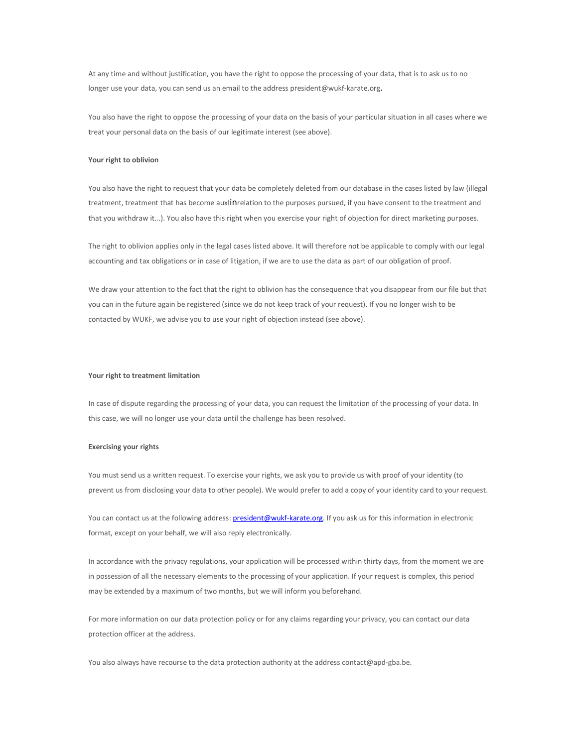At any time and without justification, you have the right to oppose the processing of your data, that is to ask us to no longer use your data, you can send us an email to the address president@wukf-karate.org.

You also have the right to oppose the processing of your data on the basis of your particular situation in all cases where we treat your personal data on the basis of our legitimate interest (see above).

**Your right to oblivion**

You also have the right to request that your data be completely deleted from our database in the cases listed by law (illegal treatment, treatment that has become auxlinrelation to the purposes pursued, if you have consent to the treatment and that you withdraw it...). You also have this right when you exercise your right of objection for direct marketing purposes.

The right to oblivion applies only in the legal cases listed above. It will therefore not be applicable to comply with our legal accounting and tax obligations or in case of litigation, if we are to use the data as part of our obligation of proof.

We draw your attention to the fact that the right to oblivion has the consequence that you disappear from our file but that you can in the future again be registered (since we do not keep track of your request). If you no longer wish to be contacted by WUKF, we advise you to use your right of objection instead (see above).

**Your right to treatment limitation**

In case of dispute regarding the processing of your data, you can request the limitation of the processing of your data. In this case, we will no longer use your data until the challenge has been resolved.

**Exercising your rights**

You must send us a written request. To exercise your rights, we ask you to provide us with proof of your identity (to prevent us from disclosing your data to other people). We would prefer to add a copy of your identity card to your request.

You can contact us at the following address: president@wukf-karate.org. If you ask us for this information in electronic format, except on your behalf, we will also reply electronically.

In accordance with the privacy regulations, your application will be processed within thirty days, from the moment we are in possession of all the necessary elements to the processing of your application. If your request is complex, this period may be extended by a maximum of two months, but we will inform you beforehand.

For more information on our data protection policy or for any claims regarding your privacy, you can contact our data protection officer at the address.

You also always have recourse to the data protection authority at the address contact@apd-gba.be.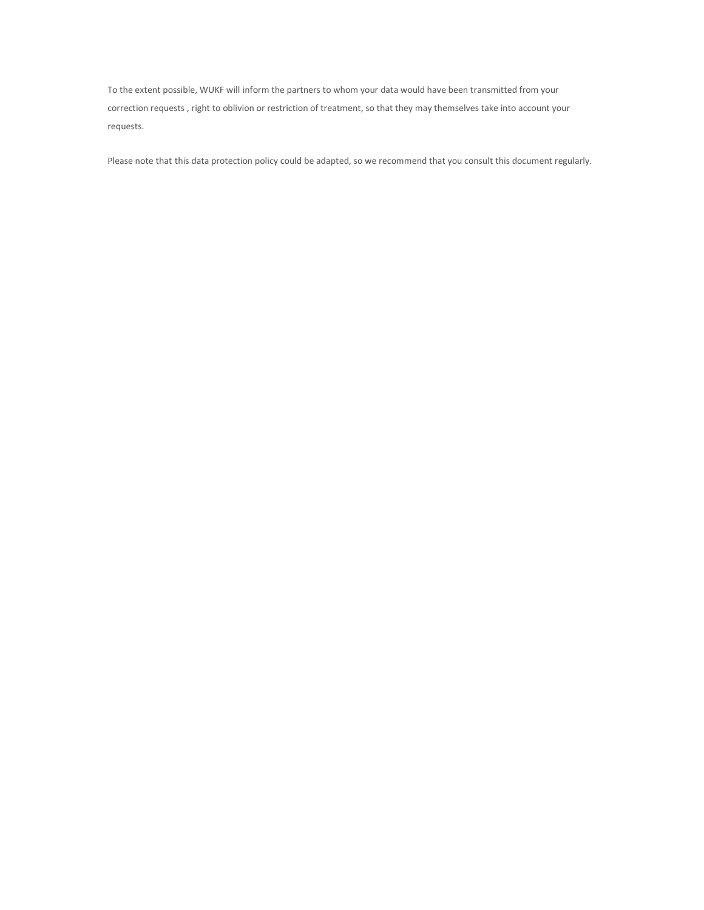To the extent possible, WUKF will inform the partners to whom your data would have been transmitted from your correction requests , right to oblivion or restriction of treatment, so that they may themselves take into account your requests.

Please note that this data protection policy could be adapted, so we recommend that you consult this document regularly.